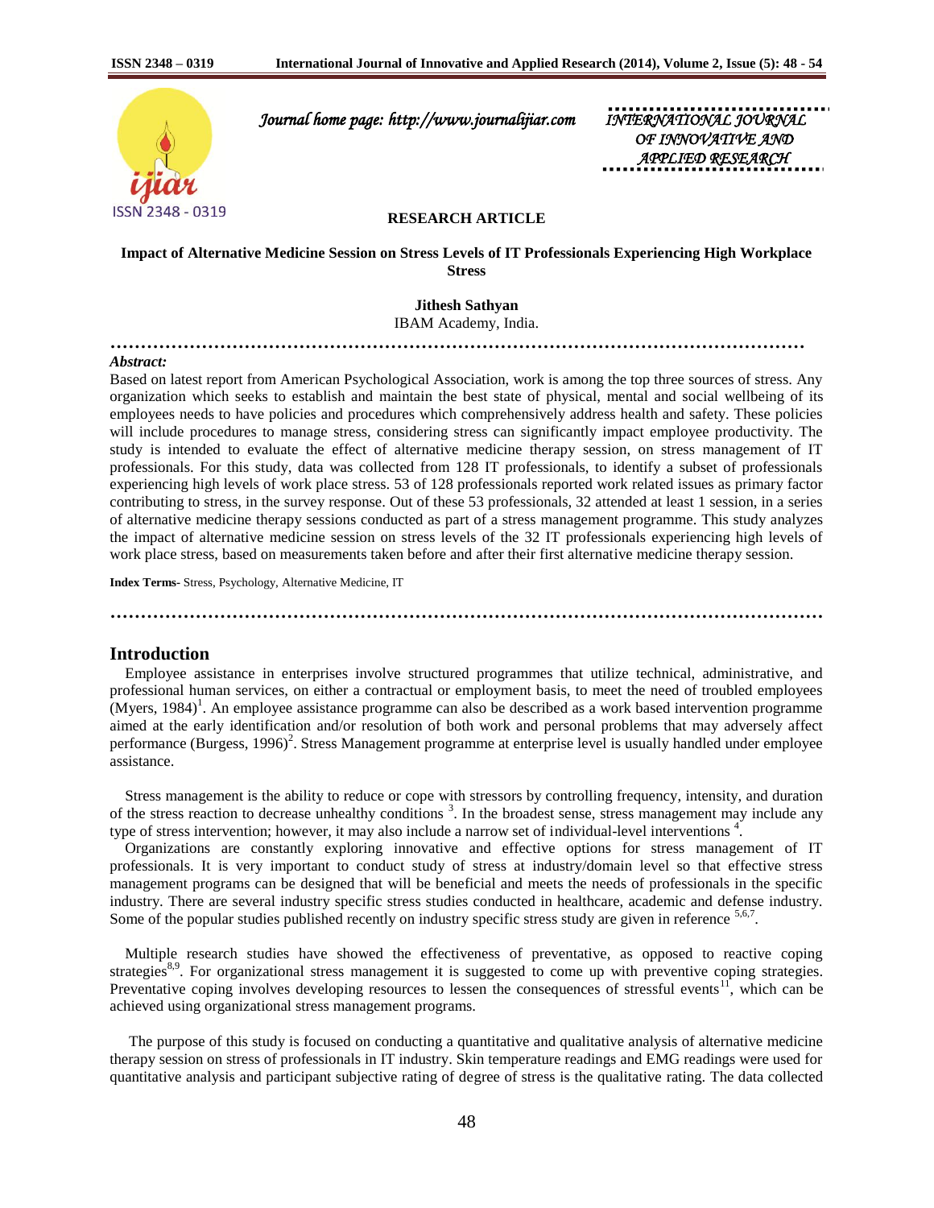*Journal home page: http://www.journalijiar.com*

*INTERNATIONAL JOURNAL OF INNOVATIVE AND APPLIED RESEARCH*

**RESEARCH ARTICLE**

# Impact of Alternative Medicine Session on Stress Levels of IT Professionals Experiencing High Workplace Stress

**Jithesh Sathyan**

IBAM Academy, India.

***Abstract:***

Based on latest report from American Psychological Association, work is among the top three sources of stress. Any organization which seeks to establish and maintain the best state of physical, mental and social wellbeing of its employees needs to have policies and procedures which comprehensively address health and safety. These policies will include procedures to manage stress, considering stress can significantly impact employee productivity. The study is intended to evaluate the effect of alternative medicine therapy session, on stress management of IT professionals. For this study, data was collected from 128 IT professionals, to identify a subset of professionals experiencing high levels of work place stress. 53 of 128 professionals reported work related issues as primary factor contributing to stress, in the survey response. Out of these 53 professionals, 32 attended at least 1 session, in a series of alternative medicine therapy sessions conducted as part of a stress management programme. This study analyzes the impact of alternative medicine session on stress levels of the 32 IT professionals experiencing high levels of work place stress, based on measurements taken before and after their first alternative medicine therapy session.

**Index Terms-** Stress, Psychology, Alternative Medicine, IT

## Introduction

Employee assistance in enterprises involve structured programmes that utilize technical, administrative, and professional human services, on either a contractual or employment basis, to meet the need of troubled employees (Myers, 1984)[1]. An employee assistance programme can also be described as a work based intervention programme aimed at the early identification and/or resolution of both work and personal problems that may adversely affect performance (Burgess, 1996)[2]. Stress Management programme at enterprise level is usually handled under employee assistance.

Stress management is the ability to reduce or cope with stressors by controlling frequency, intensity, and duration of the stress reaction to decrease unhealthy conditions [3]. In the broadest sense, stress management may include any type of stress intervention; however, it may also include a narrow set of individual-level interventions [4].

Organizations are constantly exploring innovative and effective options for stress management of IT professionals. It is very important to conduct study of stress at industry/domain level so that effective stress management programs can be designed that will be beneficial and meets the needs of professionals in the specific industry. There are several industry specific stress studies conducted in healthcare, academic and defense industry. Some of the popular studies published recently on industry specific stress study are given in reference [5,6,7].

Multiple research studies have showed the effectiveness of preventative, as opposed to reactive coping strategies[8,9]. For organizational stress management it is suggested to come up with preventive coping strategies. Preventative coping involves developing resources to lessen the consequences of stressful events[11], which can be achieved using organizational stress management programs.

The purpose of this study is focused on conducting a quantitative and qualitative analysis of alternative medicine therapy session on stress of professionals in IT industry. Skin temperature readings and EMG readings were used for quantitative analysis and participant subjective rating of degree of stress is the qualitative rating. The data collected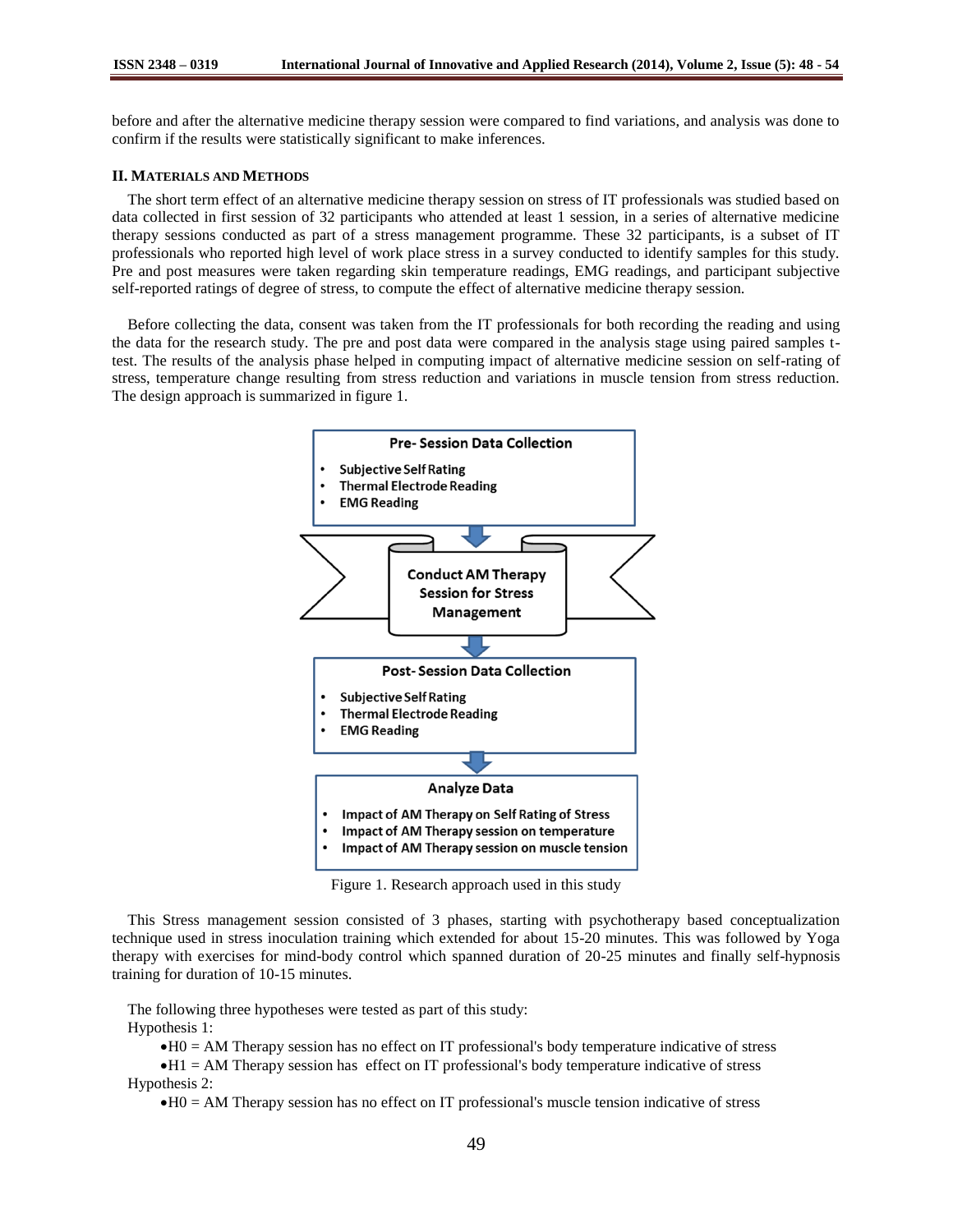before and after the alternative medicine therapy session were compared to find variations, and analysis was done to confirm if the results were statistically significant to make inferences.

## II. Materials and Methods

The short term effect of an alternative medicine therapy session on stress of IT professionals was studied based on data collected in first session of 32 participants who attended at least 1 session, in a series of alternative medicine therapy sessions conducted as part of a stress management programme. These 32 participants, is a subset of IT professionals who reported high level of work place stress in a survey conducted to identify samples for this study. Pre and post measures were taken regarding skin temperature readings, EMG readings, and participant subjective self-reported ratings of degree of stress, to compute the effect of alternative medicine therapy session.

Before collecting the data, consent was taken from the IT professionals for both recording the reading and using the data for the research study. The pre and post data were compared in the analysis stage using paired samples t-test. The results of the analysis phase helped in computing impact of alternative medicine session on self-rating of stress, temperature change resulting from stress reduction and variations in muscle tension from stress reduction. The design approach is summarized in figure 1.

Pre- Session Data Collection
- Subjective Self Rating
- Thermal Electrode Reading
- EMG Reading

Conduct AM Therapy Session for Stress Management

Post- Session Data Collection
- Subjective Self Rating
- Thermal Electrode Reading
- EMG Reading

Analyze Data
- Impact of AM Therapy on Self Rating of Stress
- Impact of AM Therapy session on temperature
- Impact of AM Therapy session on muscle tension

Figure 1. Research approach used in this study

This Stress management session consisted of 3 phases, starting with psychotherapy based conceptualization technique used in stress inoculation training which extended for about 15-20 minutes. This was followed by Yoga therapy with exercises for mind-body control which spanned duration of 20-25 minutes and finally self-hypnosis training for duration of 10-15 minutes.

The following three hypotheses were tested as part of this study:

Hypothesis 1:
- H0 = AM Therapy session has no effect on IT professional's body temperature indicative of stress
- H1 = AM Therapy session has effect on IT professional's body temperature indicative of stress

Hypothesis 2:
- H0 = AM Therapy session has no effect on IT professional's muscle tension indicative of stress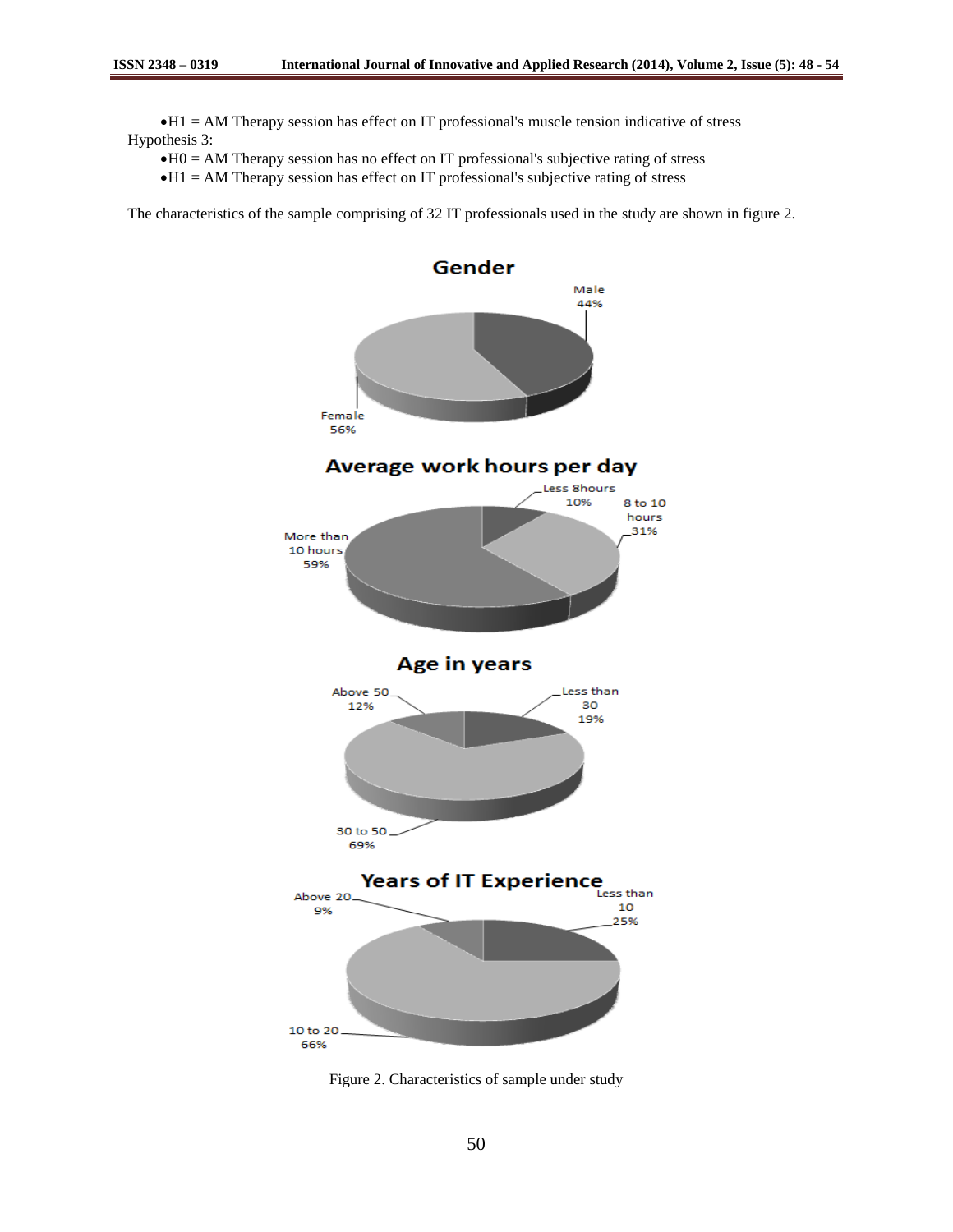- H1 = AM Therapy session has effect on IT professional's muscle tension indicative of stress

Hypothesis 3:

- H0 = AM Therapy session has no effect on IT professional's subjective rating of stress
- H1 = AM Therapy session has effect on IT professional's subjective rating of stress

The characteristics of the sample comprising of 32 IT professionals used in the study are shown in figure 2.

Gender

Male 44%

Female 56%

Average work hours per day

Less 8hours 10%

8 to 10 hours 31%

More than 10 hours 59%

Age in years

Above 50 12%

Less than 30 19%

30 to 50 69%

Years of IT Experience

Above 20 9%

Less than 10 25%

10 to 20 66%

Figure 2. Characteristics of sample under study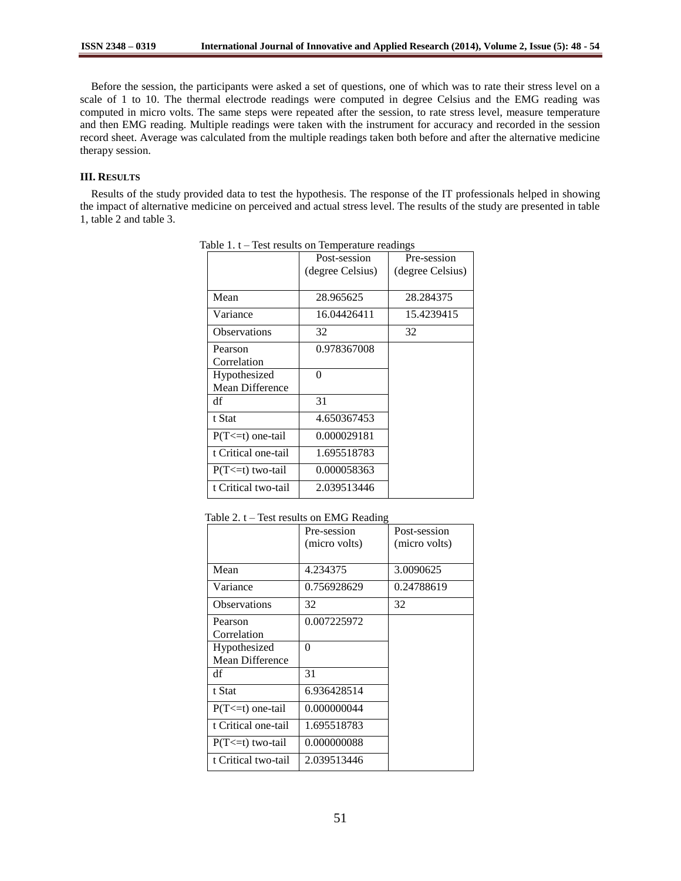Before the session, the participants were asked a set of questions, one of which was to rate their stress level on a scale of 1 to 10. The thermal electrode readings were computed in degree Celsius and the EMG reading was computed in micro volts. The same steps were repeated after the session, to rate stress level, measure temperature and then EMG reading. Multiple readings were taken with the instrument for accuracy and recorded in the session record sheet. Average was calculated from the multiple readings taken both before and after the alternative medicine therapy session.

## III. Results

Results of the study provided data to test the hypothesis. The response of the IT professionals helped in showing the impact of alternative medicine on perceived and actual stress level. The results of the study are presented in table 1, table 2 and table 3.

Table 1. t – Test results on Temperature readings

| | Post-session (degree Celsius) | Pre-session (degree Celsius) |
|---|---|---|
| Mean | 28.965625 | 28.284375 |
| Variance | 16.04426411 | 15.4239415 |
| Observations | 32 | 32 |
| Pearson Correlation | 0.978367008 | |
| Hypothesized Mean Difference | 0 | |
| df | 31 | |
| t Stat | 4.650367453 | |
| P(T<=t) one-tail | 0.000029181 | |
| t Critical one-tail | 1.695518783 | |
| P(T<=t) two-tail | 0.000058363 | |
| t Critical two-tail | 2.039513446 | |

Table 2. t – Test results on EMG Reading

| | Pre-session (micro volts) | Post-session (micro volts) |
|---|---|---|
| Mean | 4.234375 | 3.0090625 |
| Variance | 0.756928629 | 0.24788619 |
| Observations | 32 | 32 |
| Pearson Correlation | 0.007225972 | |
| Hypothesized Mean Difference | 0 | |
| df | 31 | |
| t Stat | 6.936428514 | |
| P(T<=t) one-tail | 0.000000044 | |
| t Critical one-tail | 1.695518783 | |
| P(T<=t) two-tail | 0.000000088 | |
| t Critical two-tail | 2.039513446 | |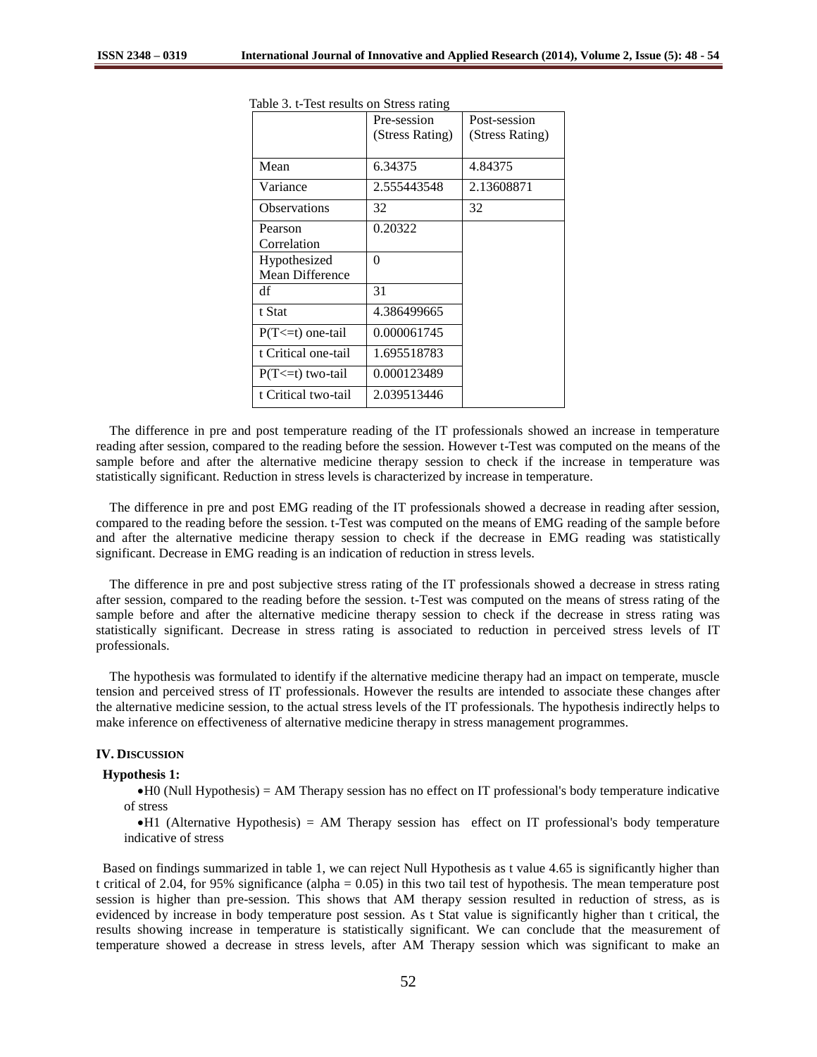Table 3. t-Test results on Stress rating

| | Pre-session (Stress Rating) | Post-session (Stress Rating) |
|---|---|---|
| Mean | 6.34375 | 4.84375 |
| Variance | 2.555443548 | 2.13608871 |
| Observations | 32 | 32 |
| Pearson Correlation | 0.20322 | |
| Hypothesized Mean Difference | 0 | |
| df | 31 | |
| t Stat | 4.386499665 | |
| P(T<=t) one-tail | 0.000061745 | |
| t Critical one-tail | 1.695518783 | |
| P(T<=t) two-tail | 0.000123489 | |
| t Critical two-tail | 2.039513446 | |

The difference in pre and post temperature reading of the IT professionals showed an increase in temperature reading after session, compared to the reading before the session. However t-Test was computed on the means of the sample before and after the alternative medicine therapy session to check if the increase in temperature was statistically significant. Reduction in stress levels is characterized by increase in temperature.

The difference in pre and post EMG reading of the IT professionals showed a decrease in reading after session, compared to the reading before the session. t-Test was computed on the means of EMG reading of the sample before and after the alternative medicine therapy session to check if the decrease in EMG reading was statistically significant. Decrease in EMG reading is an indication of reduction in stress levels.

The difference in pre and post subjective stress rating of the IT professionals showed a decrease in stress rating after session, compared to the reading before the session. t-Test was computed on the means of stress rating of the sample before and after the alternative medicine therapy session to check if the decrease in stress rating was statistically significant. Decrease in stress rating is associated to reduction in perceived stress levels of IT professionals.

The hypothesis was formulated to identify if the alternative medicine therapy had an impact on temperate, muscle tension and perceived stress of IT professionals. However the results are intended to associate these changes after the alternative medicine session, to the actual stress levels of the IT professionals. The hypothesis indirectly helps to make inference on effectiveness of alternative medicine therapy in stress management programmes.

## IV. Discussion

**Hypothesis 1:**

- H0 (Null Hypothesis) = AM Therapy session has no effect on IT professional's body temperature indicative of stress
- H1 (Alternative Hypothesis) = AM Therapy session has effect on IT professional's body temperature indicative of stress

Based on findings summarized in table 1, we can reject Null Hypothesis as t value 4.65 is significantly higher than t critical of 2.04, for 95% significance (alpha = 0.05) in this two tail test of hypothesis. The mean temperature post session is higher than pre-session. This shows that AM therapy session resulted in reduction of stress, as is evidenced by increase in body temperature post session. As t Stat value is significantly higher than t critical, the results showing increase in temperature is statistically significant. We can conclude that the measurement of temperature showed a decrease in stress levels, after AM Therapy session which was significant to make an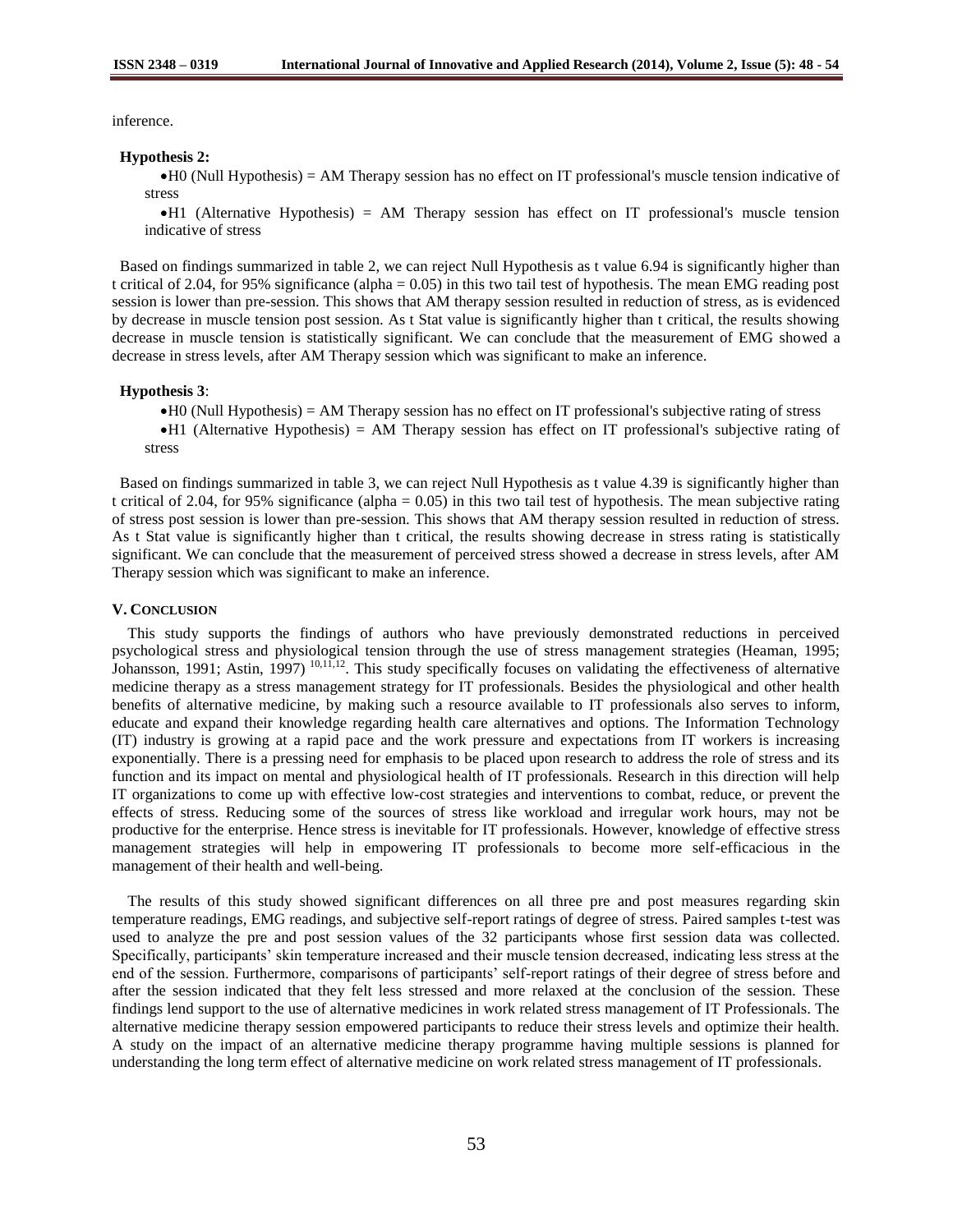inference.

**Hypothesis 2:**

- H0 (Null Hypothesis) = AM Therapy session has no effect on IT professional's muscle tension indicative of stress
- H1 (Alternative Hypothesis) = AM Therapy session has effect on IT professional's muscle tension indicative of stress

Based on findings summarized in table 2, we can reject Null Hypothesis as t value 6.94 is significantly higher than t critical of 2.04, for 95% significance (alpha = 0.05) in this two tail test of hypothesis. The mean EMG reading post session is lower than pre-session. This shows that AM therapy session resulted in reduction of stress, as is evidenced by decrease in muscle tension post session. As t Stat value is significantly higher than t critical, the results showing decrease in muscle tension is statistically significant. We can conclude that the measurement of EMG showed a decrease in stress levels, after AM Therapy session which was significant to make an inference.

**Hypothesis 3**:

- H0 (Null Hypothesis) = AM Therapy session has no effect on IT professional's subjective rating of stress
- H1 (Alternative Hypothesis) = AM Therapy session has effect on IT professional's subjective rating of stress

Based on findings summarized in table 3, we can reject Null Hypothesis as t value 4.39 is significantly higher than t critical of 2.04, for 95% significance (alpha = 0.05) in this two tail test of hypothesis. The mean subjective rating of stress post session is lower than pre-session. This shows that AM therapy session resulted in reduction of stress. As t Stat value is significantly higher than t critical, the results showing decrease in stress rating is statistically significant. We can conclude that the measurement of perceived stress showed a decrease in stress levels, after AM Therapy session which was significant to make an inference.

## V. Conclusion

This study supports the findings of authors who have previously demonstrated reductions in perceived psychological stress and physiological tension through the use of stress management strategies (Heaman, 1995; Johansson, 1991; Astin, 1997) [10,11,12]. This study specifically focuses on validating the effectiveness of alternative medicine therapy as a stress management strategy for IT professionals. Besides the physiological and other health benefits of alternative medicine, by making such a resource available to IT professionals also serves to inform, educate and expand their knowledge regarding health care alternatives and options. The Information Technology (IT) industry is growing at a rapid pace and the work pressure and expectations from IT workers is increasing exponentially. There is a pressing need for emphasis to be placed upon research to address the role of stress and its function and its impact on mental and physiological health of IT professionals. Research in this direction will help IT organizations to come up with effective low-cost strategies and interventions to combat, reduce, or prevent the effects of stress. Reducing some of the sources of stress like workload and irregular work hours, may not be productive for the enterprise. Hence stress is inevitable for IT professionals. However, knowledge of effective stress management strategies will help in empowering IT professionals to become more self-efficacious in the management of their health and well-being.

The results of this study showed significant differences on all three pre and post measures regarding skin temperature readings, EMG readings, and subjective self-report ratings of degree of stress. Paired samples t-test was used to analyze the pre and post session values of the 32 participants whose first session data was collected. Specifically, participants' skin temperature increased and their muscle tension decreased, indicating less stress at the end of the session. Furthermore, comparisons of participants' self-report ratings of their degree of stress before and after the session indicated that they felt less stressed and more relaxed at the conclusion of the session. These findings lend support to the use of alternative medicines in work related stress management of IT Professionals. The alternative medicine therapy session empowered participants to reduce their stress levels and optimize their health. A study on the impact of an alternative medicine therapy programme having multiple sessions is planned for understanding the long term effect of alternative medicine on work related stress management of IT professionals.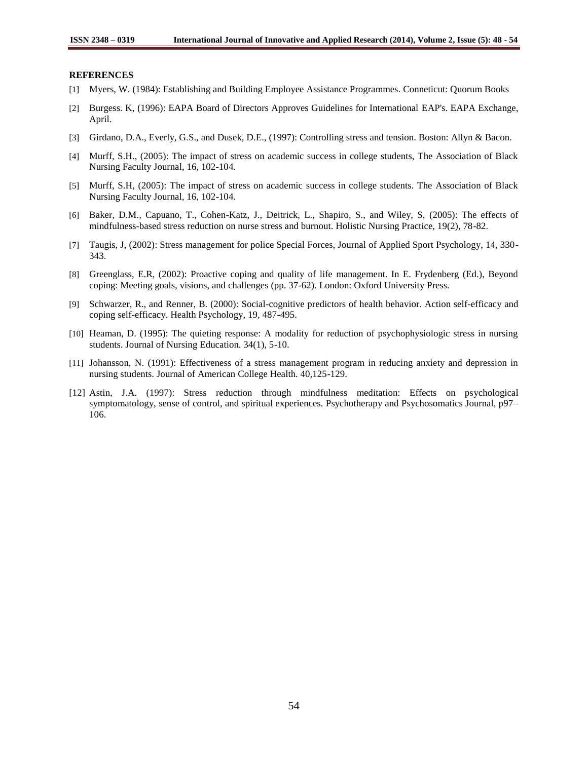## REFERENCES

[1] Myers, W. (1984): Establishing and Building Employee Assistance Programmes. Conneticut: Quorum Books

[2] Burgess. K, (1996): EAPA Board of Directors Approves Guidelines for International EAP's. EAPA Exchange, April.

[3] Girdano, D.A., Everly, G.S., and Dusek, D.E., (1997): Controlling stress and tension. Boston: Allyn & Bacon.

[4] Murff, S.H., (2005): The impact of stress on academic success in college students, The Association of Black Nursing Faculty Journal, 16, 102-104.

[5] Murff, S.H, (2005): The impact of stress on academic success in college students. The Association of Black Nursing Faculty Journal, 16, 102-104.

[6] Baker, D.M., Capuano, T., Cohen-Katz, J., Deitrick, L., Shapiro, S., and Wiley, S, (2005): The effects of mindfulness-based stress reduction on nurse stress and burnout. Holistic Nursing Practice, 19(2), 78-82.

[7] Taugis, J, (2002): Stress management for police Special Forces, Journal of Applied Sport Psychology, 14, 330-343.

[8] Greenglass, E.R, (2002): Proactive coping and quality of life management. In E. Frydenberg (Ed.), Beyond coping: Meeting goals, visions, and challenges (pp. 37-62). London: Oxford University Press.

[9] Schwarzer, R., and Renner, B. (2000): Social-cognitive predictors of health behavior. Action self-efficacy and coping self-efficacy. Health Psychology, 19, 487-495.

[10] Heaman, D. (1995): The quieting response: A modality for reduction of psychophysiologic stress in nursing students. Journal of Nursing Education. 34(1), 5-10.

[11] Johansson, N. (1991): Effectiveness of a stress management program in reducing anxiety and depression in nursing students. Journal of American College Health. 40,125-129.

[12] Astin, J.A. (1997): Stress reduction through mindfulness meditation: Effects on psychological symptomatology, sense of control, and spiritual experiences. Psychotherapy and Psychosomatics Journal, p97–106.